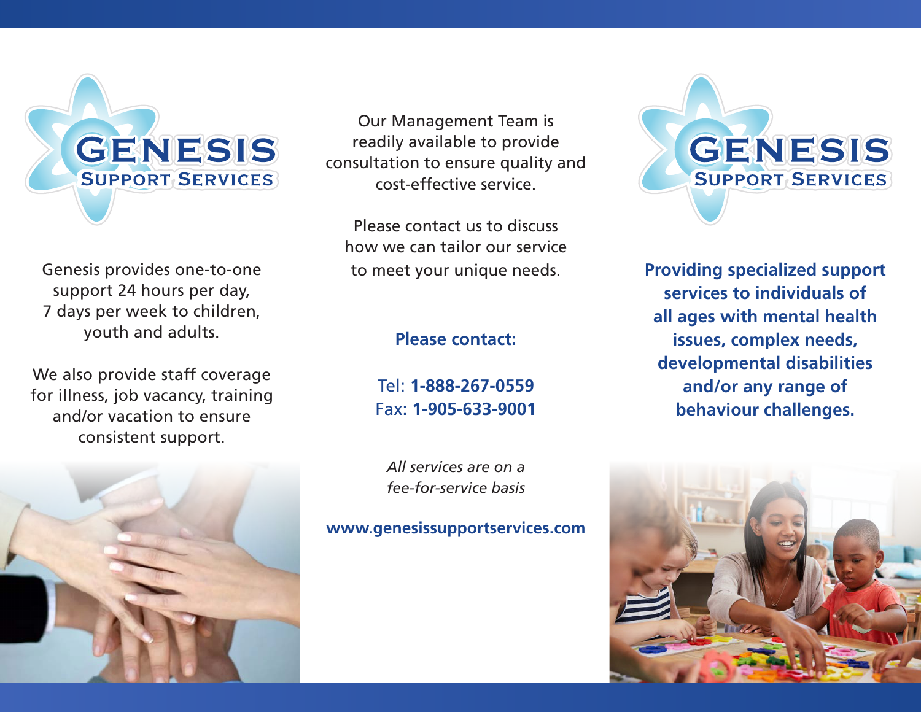# GENESIS
## SUPPORT SERVICES

Genesis provides one-to-one support 24 hours per day, 7 days per week to children, youth and adults.

We also provide staff coverage for illness, job vacancy, training and/or vacation to ensure consistent support.

Our Management Team is readily available to provide consultation to ensure quality and cost-effective service.

Please contact us to discuss how we can tailor our service to meet your unique needs.

**Please contact:**

Tel: **1-888-267-0559**
Fax: **1-905-633-9001**

*All services are on a fee-for-service basis*

**www.genesissupportservices.com**

# GENESIS
## SUPPORT SERVICES

**Providing specialized support services to individuals of all ages with mental health issues, complex needs, developmental disabilities and/or any range of behaviour challenges.**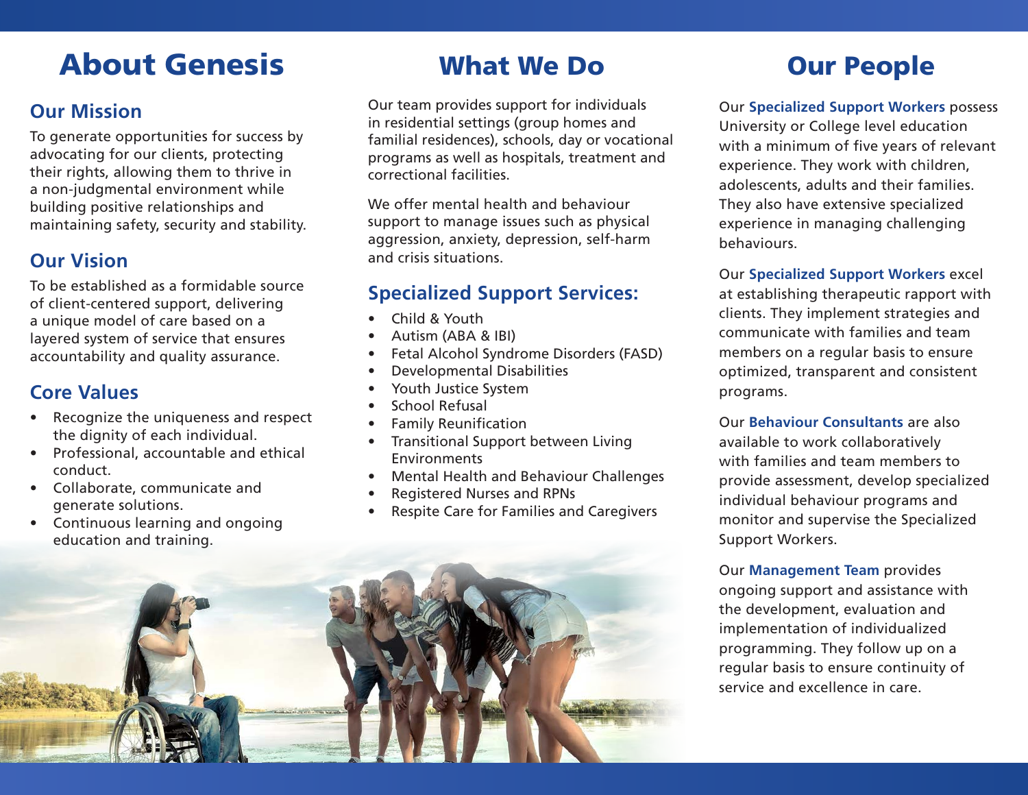# About Genesis

## Our Mission

To generate opportunities for success by advocating for our clients, protecting their rights, allowing them to thrive in a non-judgmental environment while building positive relationships and maintaining safety, security and stability.

## Our Vision

To be established as a formidable source of client-centered support, delivering a unique model of care based on a layered system of service that ensures accountability and quality assurance.

## Core Values

- Recognize the uniqueness and respect the dignity of each individual.
- Professional, accountable and ethical conduct.
- Collaborate, communicate and generate solutions.
- Continuous learning and ongoing education and training.

# What We Do

Our team provides support for individuals in residential settings (group homes and familial residences), schools, day or vocational programs as well as hospitals, treatment and correctional facilities.

We offer mental health and behaviour support to manage issues such as physical aggression, anxiety, depression, self-harm and crisis situations.

## Specialized Support Services:

- Child & Youth
- Autism (ABA & IBI)
- Fetal Alcohol Syndrome Disorders (FASD)
- Developmental Disabilities
- Youth Justice System
- School Refusal
- Family Reunification
- Transitional Support between Living Environments
- Mental Health and Behaviour Challenges
- Registered Nurses and RPNs
- Respite Care for Families and Caregivers

# Our People

Our **Specialized Support Workers** possess University or College level education with a minimum of five years of relevant experience. They work with children, adolescents, adults and their families. They also have extensive specialized experience in managing challenging behaviours.

Our **Specialized Support Workers** excel at establishing therapeutic rapport with clients. They implement strategies and communicate with families and team members on a regular basis to ensure optimized, transparent and consistent programs.

Our **Behaviour Consultants** are also available to work collaboratively with families and team members to provide assessment, develop specialized individual behaviour programs and monitor and supervise the Specialized Support Workers.

Our **Management Team** provides ongoing support and assistance with the development, evaluation and implementation of individualized programming. They follow up on a regular basis to ensure continuity of service and excellence in care.